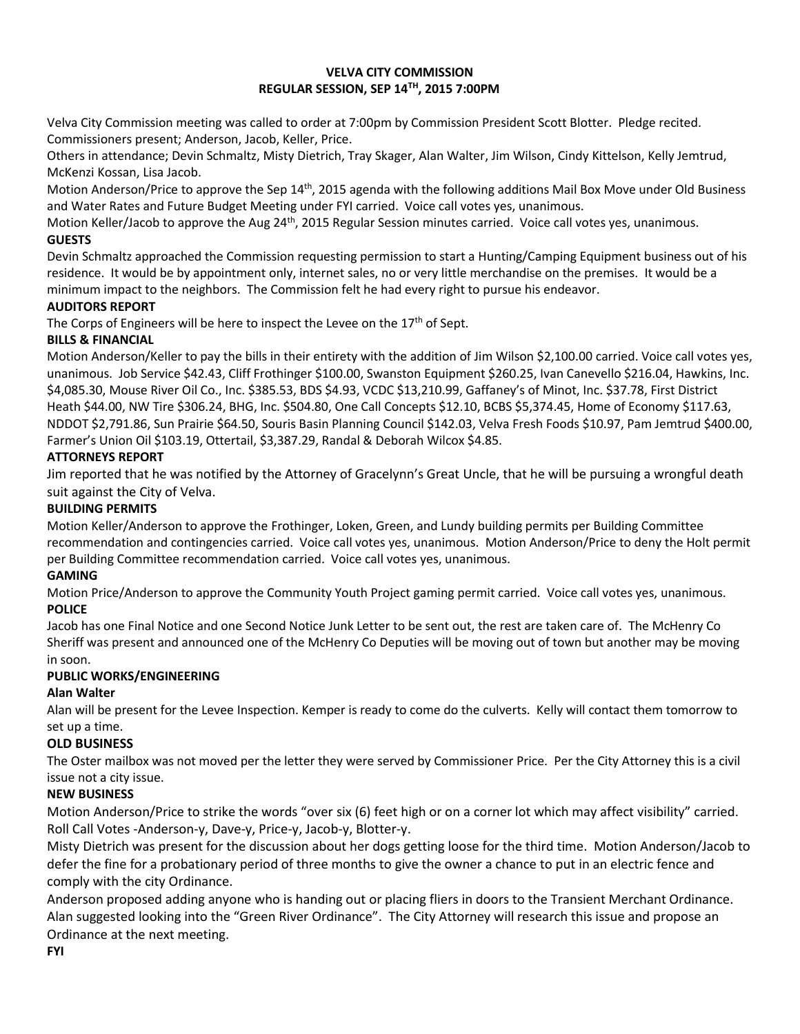# VELVA CITY COMMISSION
## REGULAR SESSION, SEP 14TH, 2015 7:00PM

Velva City Commission meeting was called to order at 7:00pm by Commission President Scott Blotter. Pledge recited. Commissioners present; Anderson, Jacob, Keller, Price.

Others in attendance; Devin Schmaltz, Misty Dietrich, Tray Skager, Alan Walter, Jim Wilson, Cindy Kittelson, Kelly Jemtrud, McKenzi Kossan, Lisa Jacob.

Motion Anderson/Price to approve the Sep 14th, 2015 agenda with the following additions Mail Box Move under Old Business and Water Rates and Future Budget Meeting under FYI carried. Voice call votes yes, unanimous.

Motion Keller/Jacob to approve the Aug 24th, 2015 Regular Session minutes carried. Voice call votes yes, unanimous.

**GUESTS**

Devin Schmaltz approached the Commission requesting permission to start a Hunting/Camping Equipment business out of his residence. It would be by appointment only, internet sales, no or very little merchandise on the premises. It would be a minimum impact to the neighbors. The Commission felt he had every right to pursue his endeavor.

**AUDITORS REPORT**

The Corps of Engineers will be here to inspect the Levee on the 17th of Sept.

**BILLS & FINANCIAL**

Motion Anderson/Keller to pay the bills in their entirety with the addition of Jim Wilson $2,100.00 carried. Voice call votes yes, unanimous. Job Service $42.43, Cliff Frothinger $100.00, Swanston Equipment $260.25, Ivan Canevello $216.04, Hawkins, Inc. $4,085.30, Mouse River Oil Co., Inc. $385.53, BDS $4.93, VCDC $13,210.99, Gaffaney's of Minot, Inc. $37.78, First District Heath $44.00, NW Tire $306.24, BHG, Inc. $504.80, One Call Concepts $12.10, BCBS $5,374.45, Home of Economy $117.63, NDDOT $2,791.86, Sun Prairie $64.50, Souris Basin Planning Council $142.03, Velva Fresh Foods $10.97, Pam Jemtrud $400.00, Farmer's Union Oil $103.19, Ottertail, $3,387.29, Randal & Deborah Wilcox $4.85.

**ATTORNEYS REPORT**

Jim reported that he was notified by the Attorney of Gracelynn's Great Uncle, that he will be pursuing a wrongful death suit against the City of Velva.

**BUILDING PERMITS**

Motion Keller/Anderson to approve the Frothinger, Loken, Green, and Lundy building permits per Building Committee recommendation and contingencies carried. Voice call votes yes, unanimous. Motion Anderson/Price to deny the Holt permit per Building Committee recommendation carried. Voice call votes yes, unanimous.

**GAMING**

Motion Price/Anderson to approve the Community Youth Project gaming permit carried. Voice call votes yes, unanimous.

**POLICE**

Jacob has one Final Notice and one Second Notice Junk Letter to be sent out, the rest are taken care of. The McHenry Co Sheriff was present and announced one of the McHenry Co Deputies will be moving out of town but another may be moving in soon.

**PUBLIC WORKS/ENGINEERING**

**Alan Walter**

Alan will be present for the Levee Inspection. Kemper is ready to come do the culverts. Kelly will contact them tomorrow to set up a time.

**OLD BUSINESS**

The Oster mailbox was not moved per the letter they were served by Commissioner Price. Per the City Attorney this is a civil issue not a city issue.

**NEW BUSINESS**

Motion Anderson/Price to strike the words "over six (6) feet high or on a corner lot which may affect visibility" carried. Roll Call Votes -Anderson-y, Dave-y, Price-y, Jacob-y, Blotter-y.

Misty Dietrich was present for the discussion about her dogs getting loose for the third time. Motion Anderson/Jacob to defer the fine for a probationary period of three months to give the owner a chance to put in an electric fence and comply with the city Ordinance.

Anderson proposed adding anyone who is handing out or placing fliers in doors to the Transient Merchant Ordinance. Alan suggested looking into the "Green River Ordinance". The City Attorney will research this issue and propose an Ordinance at the next meeting.

**FYI**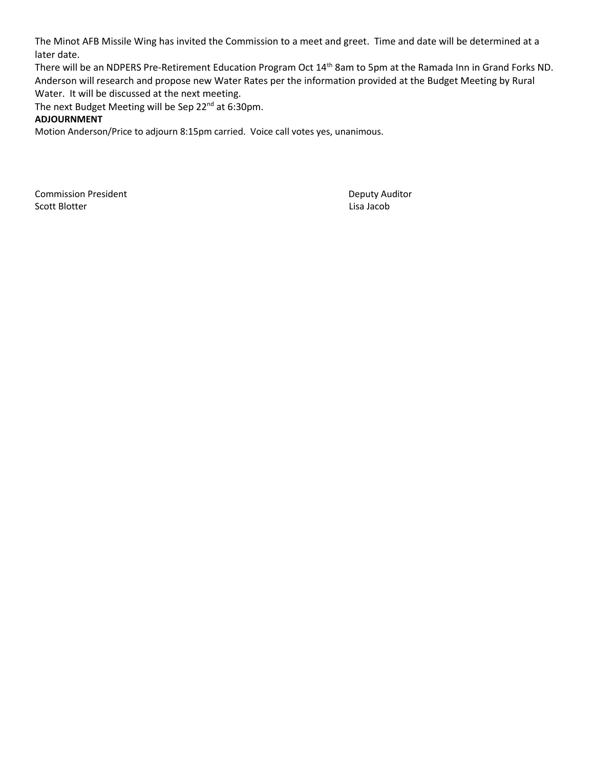The Minot AFB Missile Wing has invited the Commission to a meet and greet. Time and date will be determined at a later date.

There will be an NDPERS Pre-Retirement Education Program Oct 14th 8am to 5pm at the Ramada Inn in Grand Forks ND.

Anderson will research and propose new Water Rates per the information provided at the Budget Meeting by Rural Water. It will be discussed at the next meeting.

The next Budget Meeting will be Sep 22nd at 6:30pm.

**ADJOURNMENT**

Motion Anderson/Price to adjourn 8:15pm carried. Voice call votes yes, unanimous.

Commission President
Scott Blotter

Deputy Auditor
Lisa Jacob